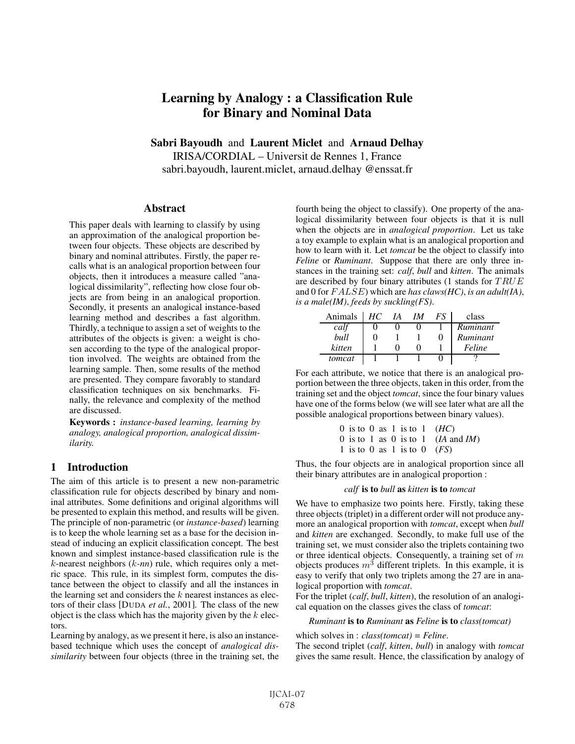# Learning by Analogy : a Classification Rule for Binary and Nominal Data

**Sabri Bayoudh** and **Laurent Miclet** and **Arnaud Delhay**

IRISA/CORDIAL – Universit de Rennes 1, France

sabri.bayoudh, laurent.miclet, arnaud.delhay @enssat.fr

## Abstract

This paper deals with learning to classify by using an approximation of the analogical proportion between four objects. These objects are described by binary and nominal attributes. Firstly, the paper recalls what is an analogical proportion between four objects, then it introduces a measure called "analogical dissimilarity", reflecting how close four objects are from being in an analogical proportion. Secondly, it presents an analogical instance-based learning method and describes a fast algorithm. Thirdly, a technique to assign a set of weights to the attributes of the objects is given: a weight is chosen according to the type of the analogical proportion involved. The weights are obtained from the learning sample. Then, some results of the method are presented. They compare favorably to standard classification techniques on six benchmarks. Finally, the relevance and complexity of the method are discussed.

**Keywords :** *instance-based learning, learning by analogy, analogical proportion, analogical dissimilarity.*

## 1 Introduction

The aim of this article is to present a new non-parametric classification rule for objects described by binary and nominal attributes. Some definitions and original algorithms will be presented to explain this method, and results will be given. The principle of non-parametric (or *instance-based*) learning is to keep the whole learning set as a base for the decision instead of inducing an explicit classification concept. The best known and simplest instance-based classification rule is the $k$-nearest neighbors ($k$-*nn*) rule, which requires only a metric space. This rule, in its simplest form, computes the distance between the object to classify and all the instances in the learning set and considers the $k$ nearest instances as electors of their class [Duda *et al.*, 2001]. The class of the new object is the class which has the majority given by the $k$ electors.

Learning by analogy, as we present it here, is also an instance-based technique which uses the concept of *analogical dissimilarity* between four objects (three in the training set, the fourth being the object to classify). One property of the analogical dissimilarity between four objects is that it is null when the objects are in *analogical proportion*. Let us take a toy example to explain what is an analogical proportion and how to learn with it. Let *tomcat* be the object to classify into *Feline* or *Ruminant*. Suppose that there are only three instances in the training set: *calf*, *bull* and *kitten*. The animals are described by four binary attributes (1 stands for $TRUE$ and 0 for $FALSE$) which are *has claws(HC)*, *is an adult(IA)*, *is a male(IM)*, *feeds by suckling(FS)*.

| Animals | *HC* | *IA* | *IM* | *FS* | class |
|---|---|---|---|---|---|
| *calf* | 0 | 0 | 0 | 1 | *Ruminant* |
| *bull* | 0 | 1 | 1 | 0 | *Ruminant* |
| *kitten* | 1 | 0 | 0 | 1 | *Feline* |
| *tomcat* | 1 | 1 | 1 | 0 | ? |

For each attribute, we notice that there is an analogical proportion between the three objects, taken in this order, from the training set and the object *tomcat*, since the four binary values have one of the forms below (we will see later what are all the possible analogical proportions between binary values).

0 is to 0 as 1 is to 1 (*HC*)
0 is to 1 as 0 is to 1 (*IA* and *IM*)
1 is to 0 as 1 is to 0 (*FS*)

Thus, the four objects are in analogical proportion since all their binary attributes are in analogical proportion :

*calf* **is to** *bull* **as** *kitten* **is to** *tomcat*

We have to emphasize two points here. Firstly, taking these three objects (triplet) in a different order will not produce anymore an analogical proportion with *tomcat*, except when *bull* and *kitten* are exchanged. Secondly, to make full use of the training set, we must consider also the triplets containing two or three identical objects. Consequently, a training set of $m$ objects produces $m^3$ different triplets. In this example, it is easy to verify that only two triplets among the 27 are in analogical proportion with *tomcat*.

For the triplet (*calf*, *bull*, *kitten*), the resolution of an analogical equation on the classes gives the class of *tomcat*:

*Ruminant* **is to** *Ruminant* **as** *Feline* **is to** *class(tomcat)*

which solves in : *class(tomcat) = Feline*.

The second triplet (*calf*, *kitten*, *bull*) in analogy with *tomcat* gives the same result. Hence, the classification by analogy of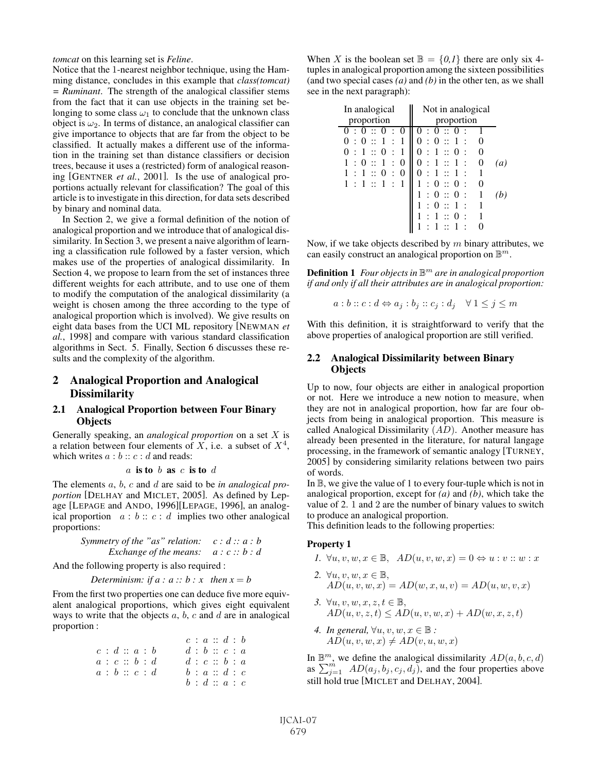*tomcat* on this learning set is *Feline*.

Notice that the 1-nearest neighbor technique, using the Hamming distance, concludes in this example that *class(tomcat) = Ruminant*. The strength of the analogical classifier stems from the fact that it can use objects in the training set belonging to some class $\omega_1$ to conclude that the unknown class object is $\omega_2$. In terms of distance, an analogical classifier can give importance to objects that are far from the object to be classified. It actually makes a different use of the information in the training set than distance classifiers or decision trees, because it uses a (restricted) form of analogical reasoning [GENTNER *et al.*, 2001]. Is the use of analogical proportions actually relevant for classification? The goal of this article is to investigate in this direction, for data sets described by binary and nominal data.

In Section 2, we give a formal definition of the notion of analogical proportion and we introduce that of analogical dissimilarity. In Section 3, we present a naive algorithm of learning a classification rule followed by a faster version, which makes use of the properties of analogical dissimilarity. In Section 4, we propose to learn from the set of instances three different weights for each attribute, and to use one of them to modify the computation of the analogical dissimilarity (a weight is chosen among the three according to the type of analogical proportion which is involved). We give results on eight data bases from the UCI ML repository [NEWMAN *et al.*, 1998] and compare with various standard classification algorithms in Sect. 5. Finally, Section 6 discusses these results and the complexity of the algorithm.

## 2 Analogical Proportion and Analogical Dissimilarity

### 2.1 Analogical Proportion between Four Binary Objects

Generally speaking, an *analogical proportion* on a set $X$ is a relation between four elements of $X$, i.e. a subset of $X^4$, which writes $a : b :: c : d$ and reads:

$$a \textbf{ is to } b \textbf{ as } c \textbf{ is to } d$$

The elements $a$, $b$, $c$ and $d$ are said to be *in analogical proportion* [DELHAY and MICLET, 2005]. As defined by Lepage [LEPAGE and ANDO, 1996][LEPAGE, 1996], an analogical proportion $a : b :: c : d$ implies two other analogical proportions:

*Symmetry of the "as" relation:* $c : d :: a : b$

*Exchange of the means:* $a : c :: b : d$

And the following property is also required :

*Determinism: if* $a : a :: b : x$ *then* $x = b$

From the first two properties one can deduce five more equivalent analogical proportions, which gives eight equivalent ways to write that the objects $a$, $b$, $c$ and $d$ are in analogical proportion :

$$\begin{array}{ll} & c : a :: d : b \\ c : d :: a : b & d : b :: c : a \\ a : c :: b : d & d : c :: b : a \\ a : b :: c : d & b : a :: d : c \\ & b : d :: a : c \end{array}$$

When $X$ is the boolean set $\mathbb{B} = \{0,1\}$ there are only six 4-tuples in analogical proportion among the sixteen possibilities (and two special cases *(a)* and *(b)* in the other ten, as we shall see in the next paragraph):

| In analogical proportion | Not in analogical proportion | |
|---|---|---|
| $0 : 0 :: 0 : 0$ | $0 : 0 :: 0 : 1$ | |
| $0 : 0 :: 1 : 1$ | $0 : 0 :: 1 : 0$ | |
| $0 : 1 :: 0 : 1$ | $0 : 1 :: 0 : 0$ | |
| $1 : 0 :: 1 : 0$ | $0 : 1 :: 1 : 0$ | *(a)* |
| $1 : 1 :: 0 : 0$ | $0 : 1 :: 1 : 1$ | |
| $1 : 1 :: 1 : 1$ | $1 : 0 :: 0 : 0$ | |
| | $1 : 0 :: 0 : 1$ | *(b)* |
| | $1 : 0 :: 1 : 1$ | |
| | $1 : 1 :: 0 : 1$ | |
| | $1 : 1 :: 1 : 0$ | |

Now, if we take objects described by $m$ binary attributes, we can easily construct an analogical proportion on $\mathbb{B}^m$.

**Definition 1** *Four objects in* $\mathbb{B}^m$ *are in analogical proportion if and only if all their attributes are in analogical proportion:*

$$a : b :: c : d \Leftrightarrow a_j : b_j :: c_j : d_j \quad \forall\, 1 \leq j \leq m$$

With this definition, it is straightforward to verify that the above properties of analogical proportion are still verified.

### 2.2 Analogical Dissimilarity between Binary Objects

Up to now, four objects are either in analogical proportion or not. Here we introduce a new notion to measure, when they are not in analogical proportion, how far are four objects from being in analogical proportion. This measure is called Analogical Dissimilarity ($AD$). Another measure has already been presented in the literature, for natural langage processing, in the framework of semantic analogy [TURNEY, 2005] by considering similarity relations between two pairs of words.

In $\mathbb{B}$, we give the value of 1 to every four-tuple which is not in analogical proportion, except for *(a)* and *(b)*, which take the value of 2. 1 and 2 are the number of binary values to switch to produce an analogical proportion.

This definition leads to the following properties:

**Property 1**

1. $\forall u, v, w, x \in \mathbb{B}, \;\; AD(u, v, w, x) = 0 \Leftrightarrow u : v :: w : x$
2. $\forall u, v, w, x \in \mathbb{B}$, $AD(u, v, w, x) = AD(w, x, u, v) = AD(u, w, v, x)$
3. $\forall u, v, w, x, z, t \in \mathbb{B}$, $AD(u, v, z, t) \leq AD(u, v, w, x) + AD(w, x, z, t)$
4. *In general,* $\forall u, v, w, x \in \mathbb{B}$ *:* $AD(u, v, w, x) \neq AD(v, u, w, x)$

In $\mathbb{B}^m$, we define the analogical dissimilarity $AD(a, b, c, d)$ as $\sum_{j=1}^{m} AD(a_j, b_j, c_j, d_j)$, and the four properties above still hold true [MICLET and DELHAY, 2004].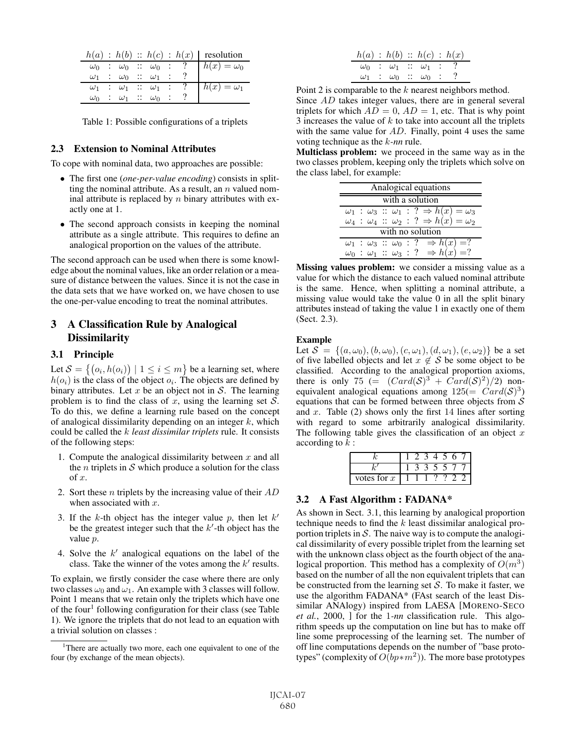| $h(a)$ : $h(b)$ :: $h(c)$ : $h(x)$ | resolution |
|---|---|
| $\omega_0$ : $\omega_0$ :: $\omega_0$ : ? | $h(x) = \omega_0$ |
| $\omega_1$ : $\omega_0$ :: $\omega_1$ : ? | |
| $\omega_1$ : $\omega_1$ :: $\omega_1$ : ? | $h(x) = \omega_1$ |
| $\omega_0$ : $\omega_1$ :: $\omega_0$ : ? | |

Table 1: Possible configurations of a triplets

### 2.3 Extension to Nominal Attributes

To cope with nominal data, two approaches are possible:

- The first one (*one-per-value encoding*) consists in splitting the nominal attribute. As a result, an $n$ valued nominal attribute is replaced by $n$ binary attributes with exactly one at 1.
- The second approach consists in keeping the nominal attribute as a single attribute. This requires to define an analogical proportion on the values of the attribute.

The second approach can be used when there is some knowledge about the nominal values, like an order relation or a measure of distance between the values. Since it is not the case in the data sets that we have worked on, we have chosen to use the one-per-value encoding to treat the nominal attributes.

## 3 A Classification Rule by Analogical Dissimilarity

### 3.1 Principle

Let $\mathcal{S} = \{(o_i, h(o_i)) \mid 1 \leq i \leq m\}$ be a learning set, where $h(o_i)$ is the class of the object $o_i$. The objects are defined by binary attributes. Let $x$ be an object not in $\mathcal{S}$. The learning problem is to find the class of $x$, using the learning set $\mathcal{S}$. To do this, we define a learning rule based on the concept of analogical dissimilarity depending on an integer $k$, which could be called the $k$ *least dissimilar triplets* rule. It consists of the following steps:

1. Compute the analogical dissimilarity between $x$ and all the $n$ triplets in $\mathcal{S}$ which produce a solution for the class of $x$.
2. Sort these $n$ triplets by the increasing value of their $AD$ when associated with $x$.
3. If the $k$-th object has the integer value $p$, then let $k'$ be the greatest integer such that the $k'$-th object has the value $p$.
4. Solve the $k'$ analogical equations on the label of the class. Take the winner of the votes among the $k'$ results.

To explain, we firstly consider the case where there are only two classes $\omega_0$ and $\omega_1$. An example with 3 classes will follow. Point 1 means that we retain only the triplets which have one of the four[1] following configuration for their class (see Table 1). We ignore the triplets that do not lead to an equation with a trivial solution on classes :

| $h(a)$ : $h(b)$ :: $h(c)$ : $h(x)$ |
|---|
| $\omega_0$ : $\omega_1$ :: $\omega_1$ : ? |
| $\omega_1$ : $\omega_0$ :: $\omega_0$ : ? |

Point 2 is comparable to the $k$ nearest neighbors method. Since $AD$ takes integer values, there are in general several triplets for which $AD = 0$, $AD = 1$, etc. That is why point 3 increases the value of $k$ to take into account all the triplets with the same value for $AD$. Finally, point 4 uses the same voting technique as the $k$-*nn* rule.

**Multiclass problem:** we proceed in the same way as in the two classes problem, keeping only the triplets which solve on the class label, for example:

| Analogical equations |
|---|
| with a solution |
| $\omega_1$ : $\omega_3$ :: $\omega_1$ : ? $\Rightarrow h(x) = \omega_3$ |
| $\omega_4$ : $\omega_4$ :: $\omega_2$ : ? $\Rightarrow h(x) = \omega_2$ |
| with no solution |
| $\omega_1$ : $\omega_3$ :: $\omega_0$ : ? $\Rightarrow h(x) = ?$ |
| $\omega_0$ : $\omega_1$ :: $\omega_3$ : ? $\Rightarrow h(x) = ?$ |

**Missing values problem:** we consider a missing value as a value for which the distance to each valued nominal attribute is the same. Hence, when splitting a nominal attribute, a missing value would take the value 0 in all the split binary attributes instead of taking the value 1 in exactly one of them (Sect. 2.3).

**Example**

Let $\mathcal{S} = \{(a, \omega_0), (b, \omega_0), (c, \omega_1), (d, \omega_1), (e, \omega_2)\}$ be a set of five labelled objects and let $x \notin \mathcal{S}$ be some object to be classified. According to the analogical proportion axioms, there is only 75 $(= \ (Card(\mathcal{S})^3 + Card(\mathcal{S})^2)/2)$ non-equivalent analogical equations among $125 (= Card(\mathcal{S})^3)$ equations that can be formed between three objects from $\mathcal{S}$ and $x$. Table (2) shows only the first 14 lines after sorting with regard to some arbitrarily analogical dissimilarity. The following table gives the classification of an object $x$ according to $k$ :

| $k$ | 1 | 2 | 3 | 4 | 5 | 6 | 7 |
|---|---|---|---|---|---|---|---|
| $k'$ | 1 | 3 | 3 | 5 | 5 | 7 | 7 |
| votes for $x$ | 1 | 1 | 1 | ? | ? | 2 | 2 |

### 3.2 A Fast Algorithm : FADANA*

As shown in Sect. 3.1, this learning by analogical proportion technique needs to find the $k$ least dissimilar analogical proportion triplets in $\mathcal{S}$. The naive way is to compute the analogical dissimilarity of every possible triplet from the learning set with the unknown class object as the fourth object of the analogical proportion. This method has a complexity of $O(m^3)$ based on the number of all the non equivalent triplets that can be constructed from the learning set $\mathcal{S}$. To make it faster, we use the algorithm FADANA* (FAst search of the least Dissimilar ANAlogy) inspired from LAESA [MORENO-SECO *et al.*, 2000, ] for the 1-*nn* classification rule. This algorithm speeds up the computation on line but has to make off line some preprocessing of the learning set. The number of off line computations depends on the number of "base prototypes" (complexity of $O(bp * m^2)$). The more base prototypes

[1] There are actually two more, each one equivalent to one of the four (by exchange of the mean objects).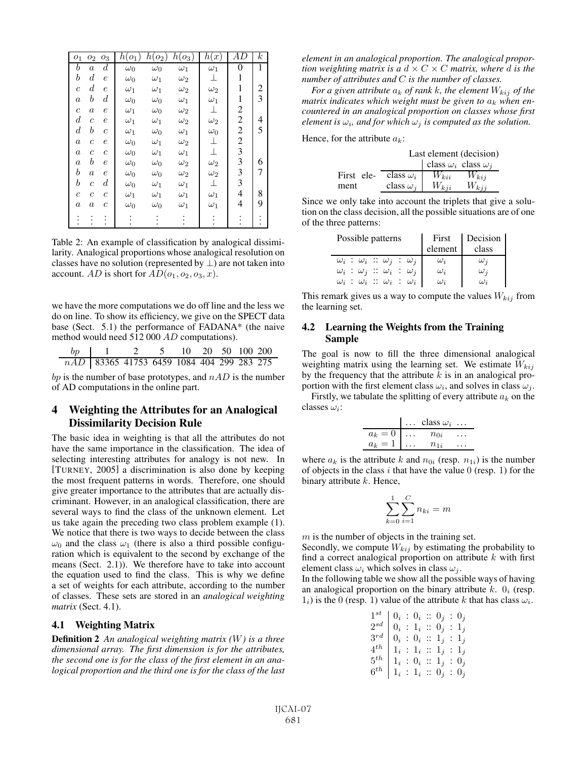| $o_1$ | $o_2$ | $o_3$ | $h(o_1)$ | $h(o_2)$ | $h(o_3)$ | $h(x)$ | $AD$ | $k$ |
|---|---|---|---|---|---|---|---|---|
| $b$ | $a$ | $d$ | $\omega_0$ | $\omega_0$ | $\omega_1$ | $\omega_1$ | 0 | 1 |
| $b$ | $d$ | $e$ | $\omega_0$ | $\omega_1$ | $\omega_2$ | $\perp$ | 1 | |
| $c$ | $d$ | $e$ | $\omega_1$ | $\omega_1$ | $\omega_2$ | $\omega_2$ | 1 | 2 |
| $a$ | $b$ | $d$ | $\omega_0$ | $\omega_0$ | $\omega_1$ | $\omega_1$ | 1 | 3 |
| $c$ | $a$ | $e$ | $\omega_1$ | $\omega_0$ | $\omega_2$ | $\perp$ | 2 | |
| $d$ | $c$ | $e$ | $\omega_1$ | $\omega_1$ | $\omega_2$ | $\omega_2$ | 2 | 4 |
| $d$ | $b$ | $c$ | $\omega_1$ | $\omega_0$ | $\omega_1$ | $\omega_0$ | 2 | 5 |
| $a$ | $c$ | $e$ | $\omega_0$ | $\omega_1$ | $\omega_2$ | $\perp$ | 2 | |
| $a$ | $c$ | $c$ | $\omega_0$ | $\omega_1$ | $\omega_1$ | $\perp$ | 3 | |
| $a$ | $b$ | $e$ | $\omega_0$ | $\omega_0$ | $\omega_2$ | $\omega_2$ | 3 | 6 |
| $b$ | $a$ | $e$ | $\omega_0$ | $\omega_0$ | $\omega_2$ | $\omega_2$ | 3 | 7 |
| $b$ | $c$ | $d$ | $\omega_0$ | $\omega_1$ | $\omega_1$ | $\perp$ | 3 | |
| $c$ | $c$ | $c$ | $\omega_1$ | $\omega_1$ | $\omega_1$ | $\omega_1$ | 4 | 8 |
| $a$ | $a$ | $c$ | $\omega_0$ | $\omega_0$ | $\omega_1$ | $\omega_1$ | 4 | 9 |
| $\vdots$ | $\vdots$ | $\vdots$ | $\vdots$ | $\vdots$ | $\vdots$ | $\vdots$ | $\vdots$ | $\vdots$ |

Table 2: An example of classification by analogical dissimilarity. Analogical proportions whose analogical resolution on classes have no solution (represented by $\perp$) are not taken into account. $AD$ is short for $AD(o_1, o_2, o_3, x)$.

we have the more computations we do off line and the less we do on line. To show its efficiency, we give on the SPECT data base (Sect. 5.1) the performance of FADANA* (the naive method would need 512 000 $AD$ computations).

| $bp$ | 1 | 2 | 5 | 10 | 20 | 50 | 100 | 200 |
|---|---|---|---|---|---|---|---|---|
| $nAD$ | 83365 | 41753 | 6459 | 1084 | 404 | 299 | 283 | 275 |

$bp$ is the number of base prototypes, and $nAD$ is the number of AD computations in the online part.

## 4 Weighting the Attributes for an Analogical Dissimilarity Decision Rule

The basic idea in weighting is that all the attributes do not have the same importance in the classification. The idea of selecting interesting attributes for analogy is not new. In [TURNEY, 2005] a discrimination is also done by keeping the most frequent patterns in words. Therefore, one should give greater importance to the attributes that are actually discriminant. However, in an analogical classification, there are several ways to find the class of the unknown element. Let us take again the preceding two class problem example (1). We notice that there is two ways to decide between the class $\omega_0$ and the class $\omega_1$ (there is also a third possible configuration which is equivalent to the second by exchange of the means (Sect. 2.1)). We therefore have to take into account the equation used to find the class. This is why we define a set of weights for each attribute, according to the number of classes. These sets are stored in an *analogical weighting matrix* (Sect. 4.1).

### 4.1 Weighting Matrix

**Definition 2** *An analogical weighting matrix ($W$) is a three dimensional array. The first dimension is for the attributes, the second one is for the class of the first element in an analogical proportion and the third one is for the class of the last element in an analogical proportion. The analogical proportion weighting matrix is a $d \times C \times C$ matrix, where $d$ is the number of attributes and $C$ is the number of classes.*

*For a given attribute $a_k$ of rank $k$, the element $W_{kij}$ of the matrix indicates which weight must be given to $a_k$ when encountered in an analogical proportion on classes whose first element is $\omega_i$, and for which $\omega_j$ is computed as the solution.*

Hence, for the attribute $a_k$:

| | | Last element (decision) | |
|---|---|---|---|
| | | class $\omega_i$ | class $\omega_j$ |
| First element | class $\omega_i$ | $W_{kii}$ | $W_{kij}$ |
| | class $\omega_j$ | $W_{kji}$ | $W_{kjj}$ |

Since we only take into account the triplets that give a solution on the class decision, all the possible situations are of one of the three patterns:

| Possible patterns | First element | Decision class |
|---|---|---|
| $\omega_i : \omega_i :: \omega_j : \omega_j$ | $\omega_i$ | $\omega_j$ |
| $\omega_i : \omega_j :: \omega_i : \omega_j$ | $\omega_i$ | $\omega_j$ |
| $\omega_i : \omega_i :: \omega_i : \omega_i$ | $\omega_i$ | $\omega_i$ |

This remark gives us a way to compute the values $W_{kij}$ from the learning set.

### 4.2 Learning the Weights from the Training Sample

The goal is now to fill the three dimensional analogical weighting matrix using the learning set. We estimate $W_{kij}$ by the frequency that the attribute $k$ is in an analogical proportion with the first element class $\omega_i$, and solves in class $\omega_j$.

Firstly, we tabulate the splitting of every attribute $a_k$ on the classes $\omega_i$:

| | ... | class $\omega_i$ | ... |
|---|---|---|---|
| $a_k = 0$ | ... | $n_{0i}$ | ... |
| $a_k = 1$ | ... | $n_{1i}$ | ... |

where $a_k$ is the attribute $k$ and $n_{0i}$ (resp. $n_{1i}$) is the number of objects in the class $i$ that have the value 0 (resp. 1) for the binary attribute $k$. Hence,

$$\sum_{k=0}^{1} \sum_{i=1}^{C} n_{ki} = m$$

$m$ is the number of objects in the training set.

Secondly, we compute $W_{kij}$ by estimating the probability to find a correct analogical proportion on attribute $k$ with first element class $\omega_i$ which solves in class $\omega_j$.

In the following table we show all the possible ways of having an analogical proportion on the binary attribute $k$. $0_i$ (resp. $1_i$) is the 0 (resp. 1) value of the attribute $k$ that has class $\omega_i$.

| | |
|---|---|
| $1^{st}$ | $0_i : 0_i :: 0_j : 0_j$ |
| $2^{sd}$ | $0_i : 1_i :: 0_j : 1_j$ |
| $3^{rd}$ | $0_i : 0_i :: 1_j : 1_j$ |
| $4^{th}$ | $1_i : 1_i :: 1_j : 1_j$ |
| $5^{th}$ | $1_i : 0_i :: 1_j : 0_j$ |
| $6^{th}$ | $1_i : 1_i :: 0_j : 0_j$ |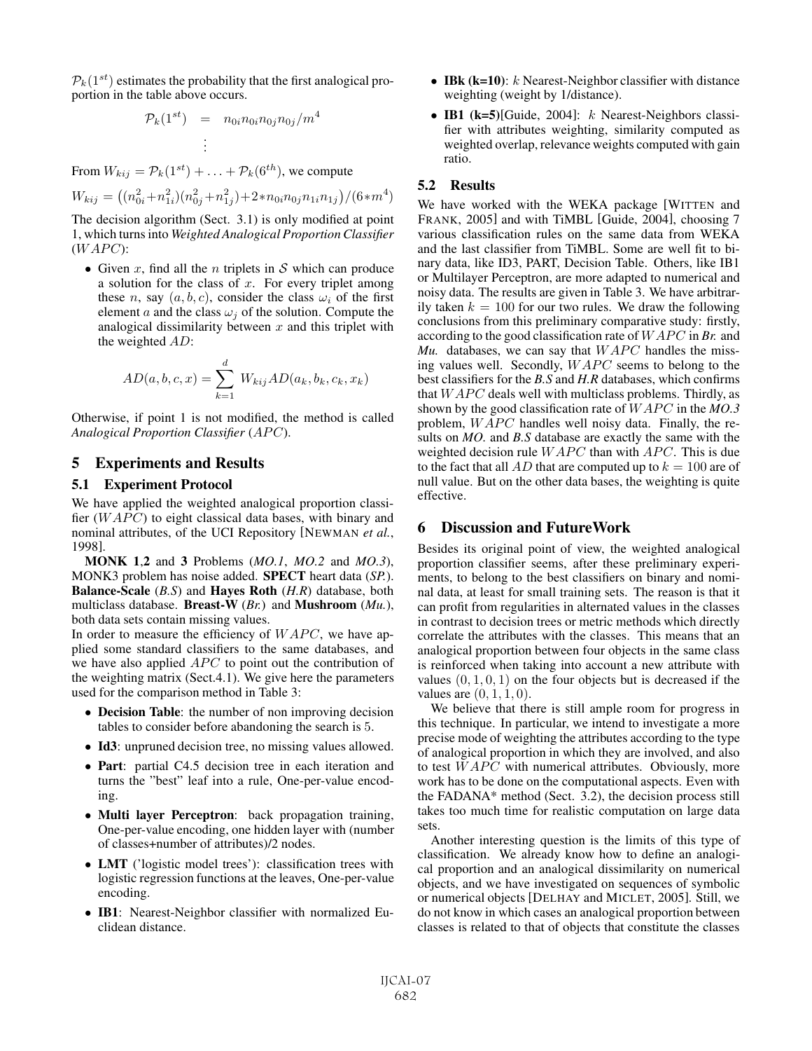$\mathcal{P}_k(1^{st})$ estimates the probability that the first analogical proportion in the table above occurs.

$$\begin{aligned}\mathcal{P}_k(1^{st}) &= n_{0i}n_{0i}n_{0j}n_{0j}/m^4 \\ &\vdots\end{aligned}$$

From $W_{kij} = \mathcal{P}_k(1^{st}) + \ldots + \mathcal{P}_k(6^{th})$, we compute

$$W_{kij} = \big((n_{0i}^2 + n_{1i}^2)(n_{0j}^2 + n_{1j}^2) + 2 * n_{0i}n_{0j}n_{1i}n_{1j}\big)/(6 * m^4)$$

The decision algorithm (Sect. 3.1) is only modified at point 1, which turns into *Weighted Analogical Proportion Classifier* ($WAPC$):

- Given $x$, find all the $n$ triplets in $\mathcal{S}$ which can produce a solution for the class of $x$. For every triplet among these $n$, say $(a, b, c)$, consider the class $\omega_i$ of the first element $a$ and the class $\omega_j$ of the solution. Compute the analogical dissimilarity between $x$ and this triplet with the weighted $AD$:

$$AD(a, b, c, x) = \sum_{k=1}^{d} W_{kij} AD(a_k, b_k, c_k, x_k)$$

Otherwise, if point 1 is not modified, the method is called *Analogical Proportion Classifier* ($APC$).

## 5 Experiments and Results

### 5.1 Experiment Protocol

We have applied the weighted analogical proportion classifier ($WAPC$) to eight classical data bases, with binary and nominal attributes, of the UCI Repository [NEWMAN *et al.*, 1998].

**MONK 1**,**2** and **3** Problems (*MO.1*, *MO.2* and *MO.3*), MONK3 problem has noise added. **SPECT** heart data (*SP.*). **Balance-Scale** (*B.S*) and **Hayes Roth** (*H.R*) database, both multiclass database. **Breast-W** (*Br.*) and **Mushroom** (*Mu.*), both data sets contain missing values.

In order to measure the efficiency of $WAPC$, we have applied some standard classifiers to the same databases, and we have also applied $APC$ to point out the contribution of the weighting matrix (Sect.4.1). We give here the parameters used for the comparison method in Table 3:

- **Decision Table**: the number of non improving decision tables to consider before abandoning the search is 5.
- **Id3**: unpruned decision tree, no missing values allowed.
- **Part**: partial C4.5 decision tree in each iteration and turns the "best" leaf into a rule, One-per-value encoding.
- **Multi layer Perceptron**: back propagation training, One-per-value encoding, one hidden layer with (number of classes+number of attributes)/2 nodes.
- **LMT** ('logistic model trees'): classification trees with logistic regression functions at the leaves, One-per-value encoding.
- **IB1**: Nearest-Neighbor classifier with normalized Euclidean distance.
- **IBk (k=10)**: $k$ Nearest-Neighbor classifier with distance weighting (weight by 1/distance).
- **IB1 (k=5)**[Guide, 2004]: $k$ Nearest-Neighbors classifier with attributes weighting, similarity computed as weighted overlap, relevance weights computed with gain ratio.

### 5.2 Results

We have worked with the WEKA package [WITTEN and FRANK, 2005] and with TiMBL [Guide, 2004], choosing 7 various classification rules on the same data from WEKA and the last classifier from TiMBL. Some are well fit to binary data, like ID3, PART, Decision Table. Others, like IB1 or Multilayer Perceptron, are more adapted to numerical and noisy data. The results are given in Table 3. We have arbitrarily taken $k = 100$ for our two rules. We draw the following conclusions from this preliminary comparative study: firstly, according to the good classification rate of $WAPC$ in ***Br.*** and ***Mu.*** databases, we can say that $WAPC$ handles the missing values well. Secondly, $WAPC$ seems to belong to the best classifiers for the ***B.S*** and ***H.R*** databases, which confirms that $WAPC$ deals well with multiclass problems. Thirdly, as shown by the good classification rate of $WAPC$ in the ***MO.3*** problem, $WAPC$ handles well noisy data. Finally, the results on ***MO.*** and ***B.S*** database are exactly the same with the weighted decision rule $WAPC$ than with $APC$. This is due to the fact that all $AD$ that are computed up to $k = 100$ are of null value. But on the other data bases, the weighting is quite effective.

## 6 Discussion and FutureWork

Besides its original point of view, the weighted analogical proportion classifier seems, after these preliminary experiments, to belong to the best classifiers on binary and nominal data, at least for small training sets. The reason is that it can profit from regularities in alternated values in the classes in contrast to decision trees or metric methods which directly correlate the attributes with the classes. This means that an analogical proportion between four objects in the same class is reinforced when taking into account a new attribute with values $(0, 1, 0, 1)$ on the four objects but is decreased if the values are $(0, 1, 1, 0)$.

We believe that there is still ample room for progress in this technique. In particular, we intend to investigate a more precise mode of weighting the attributes according to the type of analogical proportion in which they are involved, and also to test $WAPC$ with numerical attributes. Obviously, more work has to be done on the computational aspects. Even with the FADANA* method (Sect. 3.2), the decision process still takes too much time for realistic computation on large data sets.

Another interesting question is the limits of this type of classification. We already know how to define an analogical proportion and an analogical dissimilarity on numerical objects, and we have investigated on sequences of symbolic or numerical objects [DELHAY and MICLET, 2005]. Still, we do not know in which cases an analogical proportion between classes is related to that of objects that constitute the classes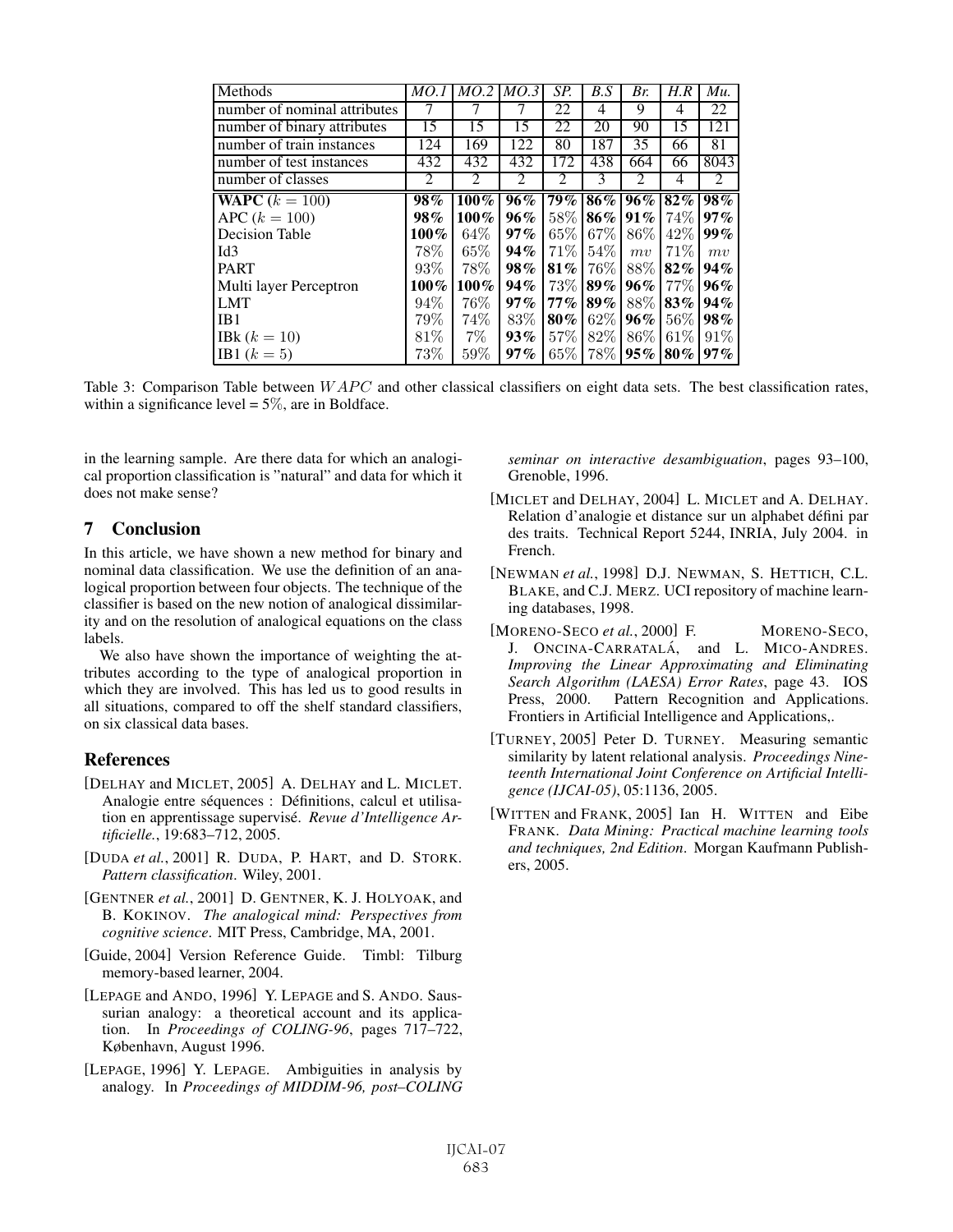| Methods | *MO.1* | *MO.2* | *MO.3* | *SP.* | *B.S* | *Br.* | *H.R* | *Mu.* |
|---|---|---|---|---|---|---|---|---|
| number of nominal attributes | 7 | 7 | 7 | 22 | 4 | 9 | 4 | 22 |
| number of binary attributes | 15 | 15 | 15 | 22 | 20 | 90 | 15 | 121 |
| number of train instances | 124 | 169 | 122 | 80 | 187 | 35 | 66 | 81 |
| number of test instances | 432 | 432 | 432 | 172 | 438 | 664 | 66 | 8043 |
| number of classes | 2 | 2 | 2 | 2 | 3 | 2 | 4 | 2 |
| **WAPC** ($k = 100$) | **98%** | **100%** | **96%** | **79%** | **86%** | **96%** | **82%** | **98%** |
| APC ($k = 100$) | **98%** | **100%** | **96%** | 58% | **86%** | **91%** | 74% | **97%** |
| Decision Table | **100%** | 64% | **97%** | 65% | 67% | 86% | 42% | **99%** |
| Id3 | 78% | 65% | **94%** | 71% | 54% | $mv$ | 71% | $mv$ |
| PART | 93% | 78% | **98%** | **81%** | 76% | 88% | **82%** | **94%** |
| Multi layer Perceptron | **100%** | **100%** | **94%** | 73% | **89%** | **96%** | 77% | **96%** |
| LMT | 94% | 76% | **97%** | **77%** | **89%** | 88% | **83%** | **94%** |
| IB1 | 79% | 74% | 83% | **80%** | 62% | **96%** | 56% | **98%** |
| IBk ($k = 10$) | 81% | 7% | **93%** | 57% | 82% | 86% | 61% | 91% |
| IB1 ($k = 5$) | 73% | 59% | **97%** | 65% | 78% | **95%** | **80%** | **97%** |

Table 3: Comparison Table between $WAPC$ and other classical classifiers on eight data sets. The best classification rates, within a significance level = 5%, are in Boldface.

in the learning sample. Are there data for which an analogical proportion classification is "natural" and data for which it does not make sense?

## 7 Conclusion

In this article, we have shown a new method for binary and nominal data classification. We use the definition of an analogical proportion between four objects. The technique of the classifier is based on the new notion of analogical dissimilarity and on the resolution of analogical equations on the class labels.

We also have shown the importance of weighting the attributes according to the type of analogical proportion in which they are involved. This has led us to good results in all situations, compared to off the shelf standard classifiers, on six classical data bases.

## References

[DELHAY and MICLET, 2005] A. DELHAY and L. MICLET. Analogie entre séquences : Définitions, calcul et utilisation en apprentissage supervisé. *Revue d'Intelligence Artificielle.*, 19:683–712, 2005.

[DUDA *et al.*, 2001] R. DUDA, P. HART, and D. STORK. *Pattern classification*. Wiley, 2001.

[GENTNER *et al.*, 2001] D. GENTNER, K. J. HOLYOAK, and B. KOKINOV. *The analogical mind: Perspectives from cognitive science*. MIT Press, Cambridge, MA, 2001.

[Guide, 2004] Version Reference Guide. Timbl: Tilburg memory-based learner, 2004.

[LEPAGE and ANDO, 1996] Y. LEPAGE and S. ANDO. Saussurian analogy: a theoretical account and its application. In *Proceedings of COLING-96*, pages 717–722, København, August 1996.

[LEPAGE, 1996] Y. LEPAGE. Ambiguities in analysis by analogy. In *Proceedings of MIDDIM-96, post–COLING seminar on interactive desambiguation*, pages 93–100, Grenoble, 1996.

[MICLET and DELHAY, 2004] L. MICLET and A. DELHAY. Relation d'analogie et distance sur un alphabet défini par des traits. Technical Report 5244, INRIA, July 2004. in French.

[NEWMAN *et al.*, 1998] D.J. NEWMAN, S. HETTICH, C.L. BLAKE, and C.J. MERZ. UCI repository of machine learning databases, 1998.

[MORENO-SECO *et al.*, 2000] F. MORENO-SECO, J. ONCINA-CARRATALÁ, and L. MICO-ANDRES. *Improving the Linear Approximating and Eliminating Search Algorithm (LAESA) Error Rates*, page 43. IOS Press, 2000. Pattern Recognition and Applications. Frontiers in Artificial Intelligence and Applications,.

[TURNEY, 2005] Peter D. TURNEY. Measuring semantic similarity by latent relational analysis. *Proceedings Nineteenth International Joint Conference on Artificial Intelligence (IJCAI-05)*, 05:1136, 2005.

[WITTEN and FRANK, 2005] Ian H. WITTEN and Eibe FRANK. *Data Mining: Practical machine learning tools and techniques, 2nd Edition*. Morgan Kaufmann Publishers, 2005.